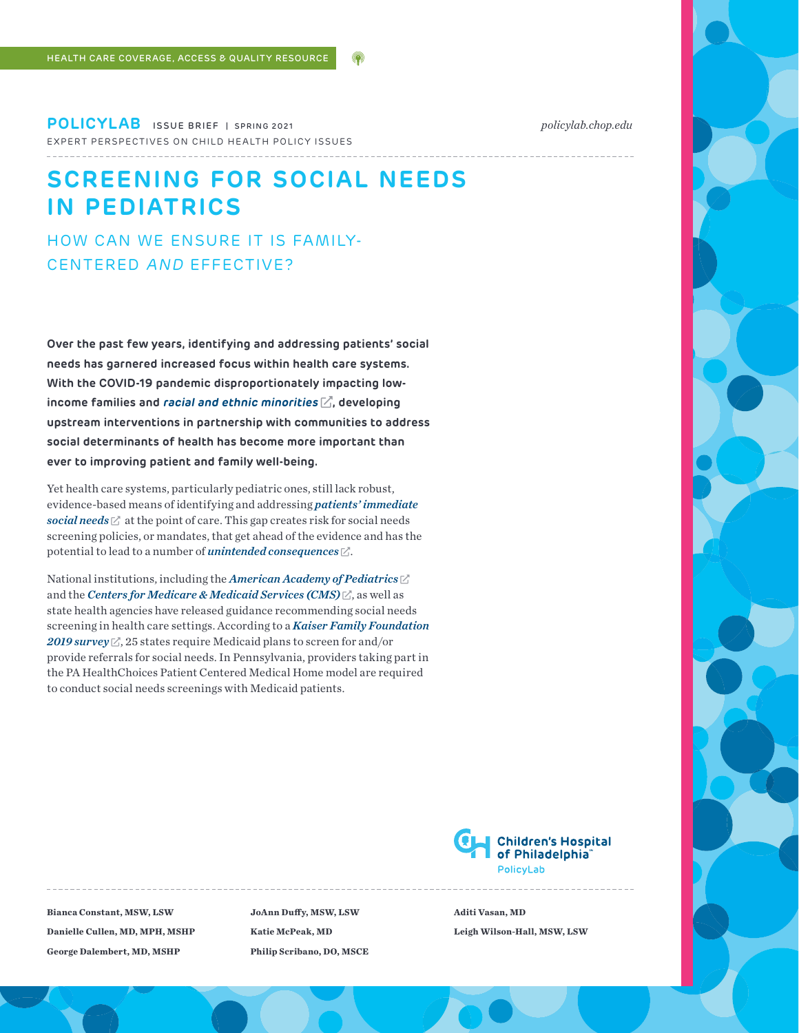HEALTH CARE COVERAGE, ACCESS & QUALITY RESOURCE

**POLICYLAB** ISSUE BRIEF | SPRING 2021

policylab.chop.edu

EXPERT PERSPECTIVES ON CHILD HEALTH POLICY ISSUES

# SCREENING FOR SOCIAL NEEDS IN PEDIATRICS

## HOW CAN WE ENSURE IT IS FAMILY-CENTERED *AND* EFFECTIVE?

**Over the past few years, identifying and addressing patients' social needs has garnered increased focus within health care systems. With the COVID-19 pandemic disproportionately impacting low-income families and *racial and ethnic minorities*, developing upstream interventions in partnership with communities to address social determinants of health has become more important than ever to improving patient and family well-being.**

Yet health care systems, particularly pediatric ones, still lack robust, evidence-based means of identifying and addressing ***patients' immediate social needs*** at the point of care. This gap creates risk for social needs screening policies, or mandates, that get ahead of the evidence and has the potential to lead to a number of ***unintended consequences***.

National institutions, including the ***American Academy of Pediatrics*** and the ***Centers for Medicare & Medicaid Services (CMS)***, as well as state health agencies have released guidance recommending social needs screening in health care settings. According to a ***Kaiser Family Foundation 2019 survey***, 25 states require Medicaid plans to screen for and/or provide referrals for social needs. In Pennsylvania, providers taking part in the PA HealthChoices Patient Centered Medical Home model are required to conduct social needs screenings with Medicaid patients.

Children's Hospital of Philadelphia PolicyLab

**Bianca Constant, MSW, LSW**
**Danielle Cullen, MD, MPH, MSHP**
**George Dalembert, MD, MSHP**
**JoAnn Duffy, MSW, LSW**
**Katie McPeak, MD**
**Philip Scribano, DO, MSCE**
**Aditi Vasan, MD**
**Leigh Wilson-Hall, MSW, LSW**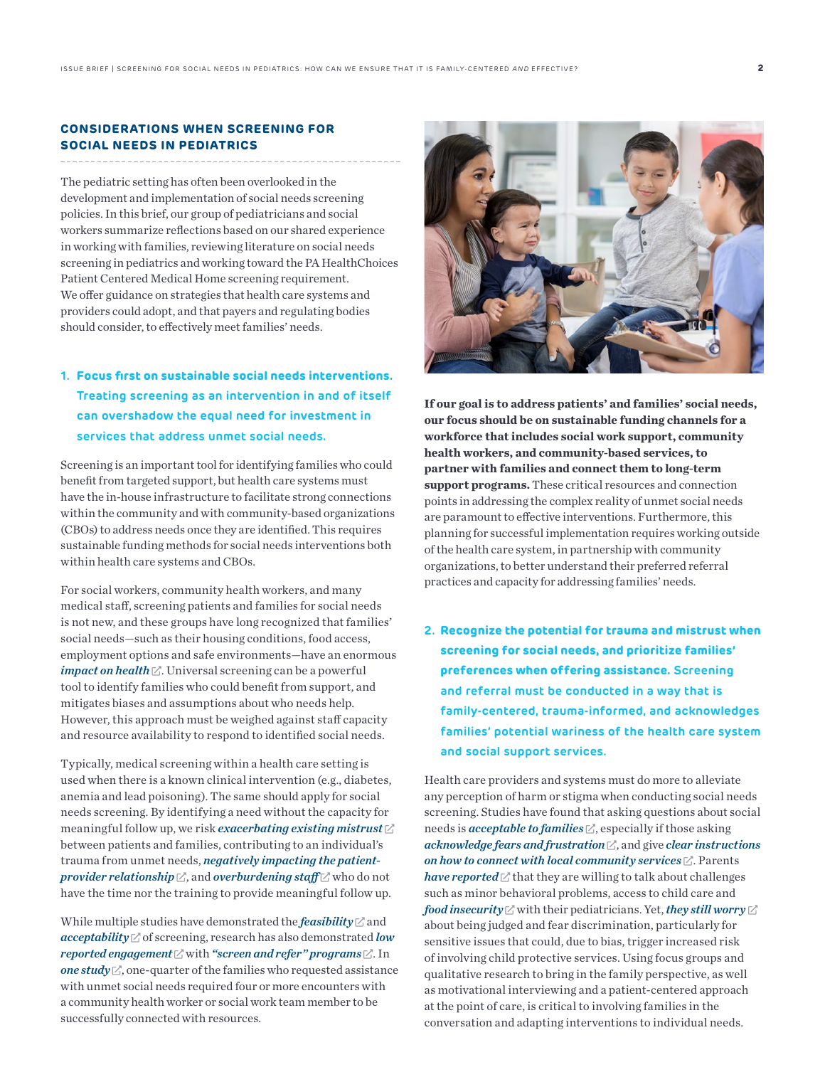## CONSIDERATIONS WHEN SCREENING FOR SOCIAL NEEDS IN PEDIATRICS

The pediatric setting has often been overlooked in the development and implementation of social needs screening policies. In this brief, our group of pediatricians and social workers summarize reflections based on our shared experience in working with families, reviewing literature on social needs screening in pediatrics and working toward the PA HealthChoices Patient Centered Medical Home screening requirement. We offer guidance on strategies that health care systems and providers could adopt, and that payers and regulating bodies should consider, to effectively meet families' needs.

### 1. Focus first on sustainable social needs interventions. Treating screening as an intervention in and of itself can overshadow the equal need for investment in services that address unmet social needs.

Screening is an important tool for identifying families who could benefit from targeted support, but health care systems must have the in-house infrastructure to facilitate strong connections within the community and with community-based organizations (CBOs) to address needs once they are identified. This requires sustainable funding methods for social needs interventions both within health care systems and CBOs.

For social workers, community health workers, and many medical staff, screening patients and families for social needs is not new, and these groups have long recognized that families' social needs—such as their housing conditions, food access, employment options and safe environments—have an enormous ***impact on health***. Universal screening can be a powerful tool to identify families who could benefit from support, and mitigates biases and assumptions about who needs help. However, this approach must be weighed against staff capacity and resource availability to respond to identified social needs.

Typically, medical screening within a health care setting is used when there is a known clinical intervention (e.g., diabetes, anemia and lead poisoning). The same should apply for social needs screening. By identifying a need without the capacity for meaningful follow up, we risk ***exacerbating existing mistrust*** between patients and families, contributing to an individual's trauma from unmet needs, ***negatively impacting the patient-provider relationship***, and ***overburdening staff*** who do not have the time nor the training to provide meaningful follow up.

While multiple studies have demonstrated the ***feasibility*** and ***acceptability*** of screening, research has also demonstrated ***low reported engagement*** with ***"screen and refer" programs***. In ***one study***, one-quarter of the families who requested assistance with unmet social needs required four or more encounters with a community health worker or social work team member to be successfully connected with resources.

**If our goal is to address patients' and families' social needs, our focus should be on sustainable funding channels for a workforce that includes social work support, community health workers, and community-based services, to partner with families and connect them to long-term support programs.** These critical resources and connection points in addressing the complex reality of unmet social needs are paramount to effective interventions. Furthermore, this planning for successful implementation requires working outside of the health care system, in partnership with community organizations, to better understand their preferred referral practices and capacity for addressing families' needs.

### 2. Recognize the potential for trauma and mistrust when screening for social needs, and prioritize families' preferences when offering assistance. Screening and referral must be conducted in a way that is family-centered, trauma-informed, and acknowledges families' potential wariness of the health care system and social support services.

Health care providers and systems must do more to alleviate any perception of harm or stigma when conducting social needs screening. Studies have found that asking questions about social needs is ***acceptable to families***, especially if those asking ***acknowledge fears and frustration***, and give ***clear instructions on how to connect with local community services***. Parents ***have reported*** that they are willing to talk about challenges such as minor behavioral problems, access to child care and ***food insecurity*** with their pediatricians. Yet, ***they still worry*** about being judged and fear discrimination, particularly for sensitive issues that could, due to bias, trigger increased risk of involving child protective services. Using focus groups and qualitative research to bring in the family perspective, as well as motivational interviewing and a patient-centered approach at the point of care, is critical to involving families in the conversation and adapting interventions to individual needs.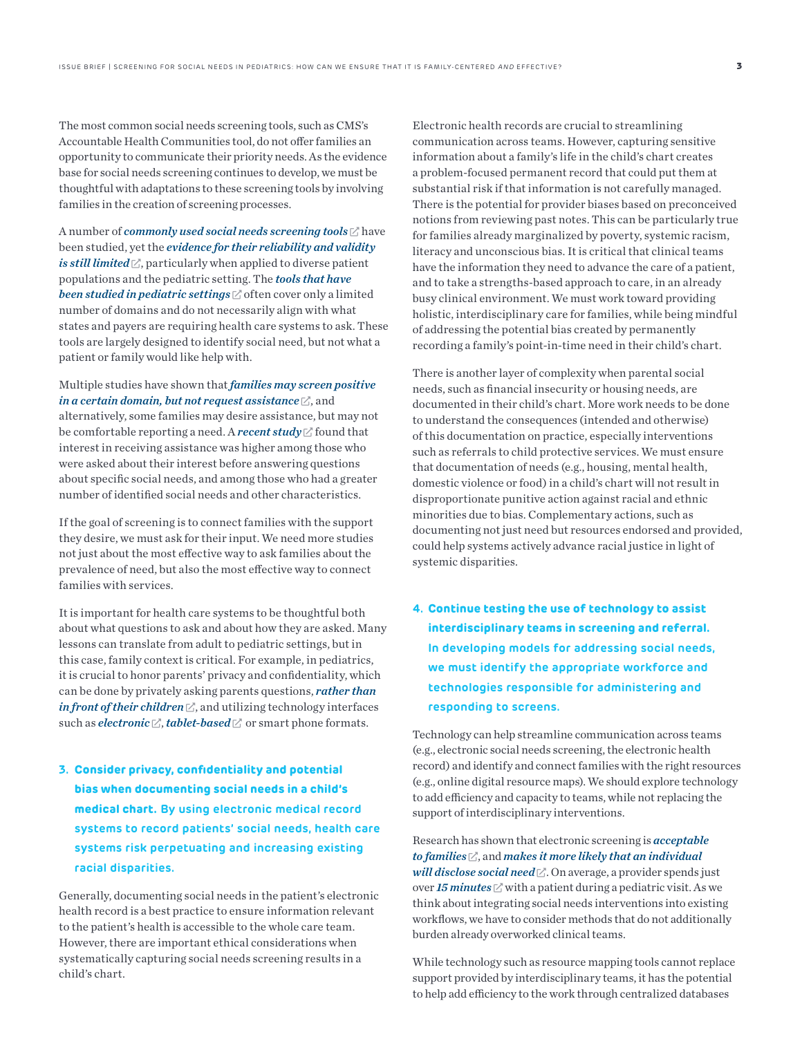The most common social needs screening tools, such as CMS's Accountable Health Communities tool, do not offer families an opportunity to communicate their priority needs. As the evidence base for social needs screening continues to develop, we must be thoughtful with adaptations to these screening tools by involving families in the creation of screening processes.

A number of ***commonly used social needs screening tools*** have been studied, yet the ***evidence for their reliability and validity is still limited***, particularly when applied to diverse patient populations and the pediatric setting. The ***tools that have been studied in pediatric settings*** often cover only a limited number of domains and do not necessarily align with what states and payers are requiring health care systems to ask. These tools are largely designed to identify social need, but not what a patient or family would like help with.

Multiple studies have shown that ***families may screen positive in a certain domain, but not request assistance***, and alternatively, some families may desire assistance, but may not be comfortable reporting a need. A ***recent study*** found that interest in receiving assistance was higher among those who were asked about their interest before answering questions about specific social needs, and among those who had a greater number of identified social needs and other characteristics.

If the goal of screening is to connect families with the support they desire, we must ask for their input. We need more studies not just about the most effective way to ask families about the prevalence of need, but also the most effective way to connect families with services.

It is important for health care systems to be thoughtful both about what questions to ask and about how they are asked. Many lessons can translate from adult to pediatric settings, but in this case, family context is critical. For example, in pediatrics, it is crucial to honor parents' privacy and confidentiality, which can be done by privately asking parents questions, ***rather than in front of their children***, and utilizing technology interfaces such as ***electronic***, ***tablet-based*** or smart phone formats.

### 3. Consider privacy, confidentiality and potential bias when documenting social needs in a child's medical chart. By using electronic medical record systems to record patients' social needs, health care systems risk perpetuating and increasing existing racial disparities.

Generally, documenting social needs in the patient's electronic health record is a best practice to ensure information relevant to the patient's health is accessible to the whole care team. However, there are important ethical considerations when systematically capturing social needs screening results in a child's chart.

Electronic health records are crucial to streamlining communication across teams. However, capturing sensitive information about a family's life in the child's chart creates a problem-focused permanent record that could put them at substantial risk if that information is not carefully managed. There is the potential for provider biases based on preconceived notions from reviewing past notes. This can be particularly true for families already marginalized by poverty, systemic racism, literacy and unconscious bias. It is critical that clinical teams have the information they need to advance the care of a patient, and to take a strengths-based approach to care, in an already busy clinical environment. We must work toward providing holistic, interdisciplinary care for families, while being mindful of addressing the potential bias created by permanently recording a family's point-in-time need in their child's chart.

There is another layer of complexity when parental social needs, such as financial insecurity or housing needs, are documented in their child's chart. More work needs to be done to understand the consequences (intended and otherwise) of this documentation on practice, especially interventions such as referrals to child protective services. We must ensure that documentation of needs (e.g., housing, mental health, domestic violence or food) in a child's chart will not result in disproportionate punitive action against racial and ethnic minorities due to bias. Complementary actions, such as documenting not just need but resources endorsed and provided, could help systems actively advance racial justice in light of systemic disparities.

### 4. Continue testing the use of technology to assist interdisciplinary teams in screening and referral. In developing models for addressing social needs, we must identify the appropriate workforce and technologies responsible for administering and responding to screens.

Technology can help streamline communication across teams (e.g., electronic social needs screening, the electronic health record) and identify and connect families with the right resources (e.g., online digital resource maps). We should explore technology to add efficiency and capacity to teams, while not replacing the support of interdisciplinary interventions.

Research has shown that electronic screening is ***acceptable to families***, and ***makes it more likely that an individual will disclose social need***. On average, a provider spends just over ***15 minutes*** with a patient during a pediatric visit. As we think about integrating social needs interventions into existing workflows, we have to consider methods that do not additionally burden already overworked clinical teams.

While technology such as resource mapping tools cannot replace support provided by interdisciplinary teams, it has the potential to help add efficiency to the work through centralized databases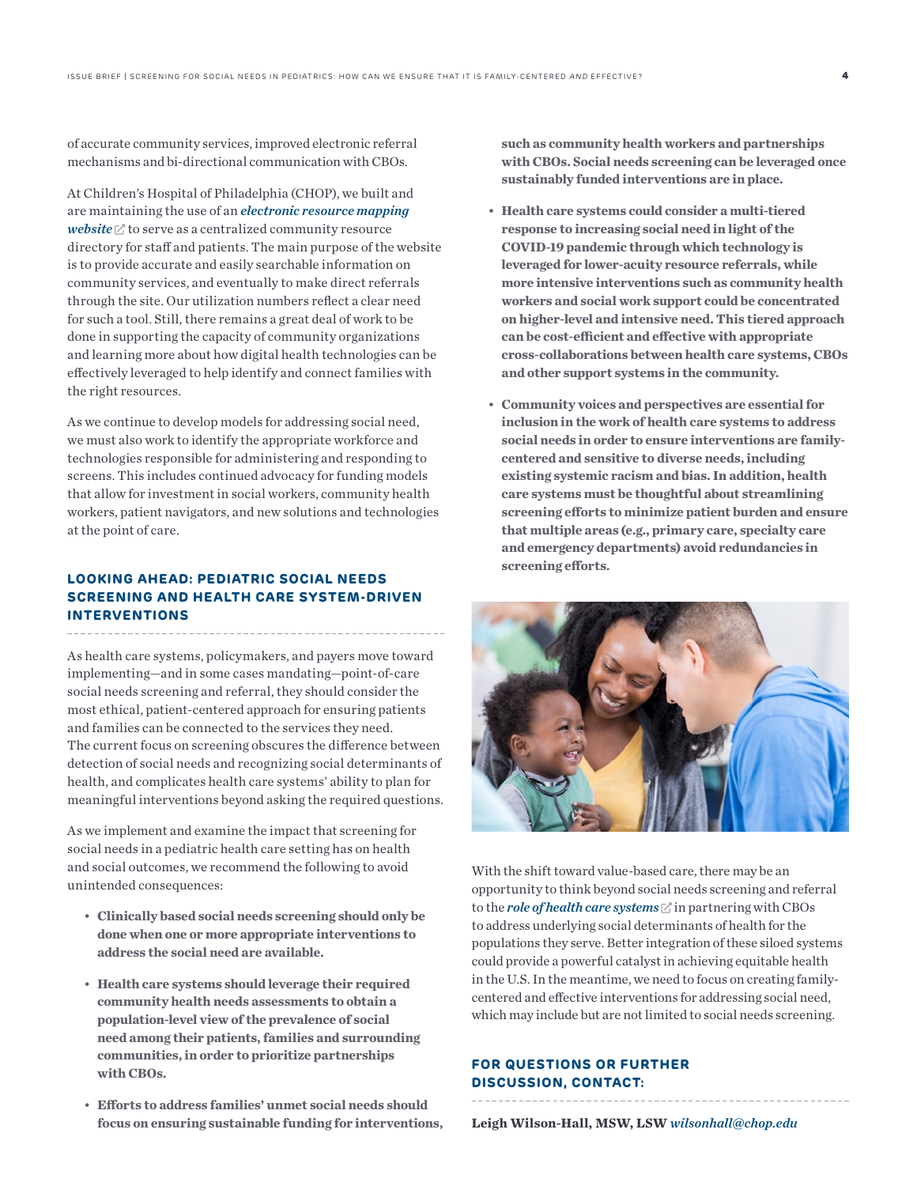of accurate community services, improved electronic referral mechanisms and bi-directional communication with CBOs.

At Children's Hospital of Philadelphia (CHOP), we built and are maintaining the use of an ***electronic resource mapping website*** to serve as a centralized community resource directory for staff and patients. The main purpose of the website is to provide accurate and easily searchable information on community services, and eventually to make direct referrals through the site. Our utilization numbers reflect a clear need for such a tool. Still, there remains a great deal of work to be done in supporting the capacity of community organizations and learning more about how digital health technologies can be effectively leveraged to help identify and connect families with the right resources.

As we continue to develop models for addressing social need, we must also work to identify the appropriate workforce and technologies responsible for administering and responding to screens. This includes continued advocacy for funding models that allow for investment in social workers, community health workers, patient navigators, and new solutions and technologies at the point of care.

## LOOKING AHEAD: PEDIATRIC SOCIAL NEEDS SCREENING AND HEALTH CARE SYSTEM-DRIVEN INTERVENTIONS

As health care systems, policymakers, and payers move toward implementing—and in some cases mandating—point-of-care social needs screening and referral, they should consider the most ethical, patient-centered approach for ensuring patients and families can be connected to the services they need. The current focus on screening obscures the difference between detection of social needs and recognizing social determinants of health, and complicates health care systems' ability to plan for meaningful interventions beyond asking the required questions.

As we implement and examine the impact that screening for social needs in a pediatric health care setting has on health and social outcomes, we recommend the following to avoid unintended consequences:

- **Clinically based social needs screening should only be done when one or more appropriate interventions to address the social need are available.**
- **Health care systems should leverage their required community health needs assessments to obtain a population-level view of the prevalence of social need among their patients, families and surrounding communities, in order to prioritize partnerships with CBOs.**
- **Efforts to address families' unmet social needs should focus on ensuring sustainable funding for interventions, such as community health workers and partnerships with CBOs. Social needs screening can be leveraged once sustainably funded interventions are in place.**
- **Health care systems could consider a multi-tiered response to increasing social need in light of the COVID-19 pandemic through which technology is leveraged for lower-acuity resource referrals, while more intensive interventions such as community health workers and social work support could be concentrated on higher-level and intensive need. This tiered approach can be cost-efficient and effective with appropriate cross-collaborations between health care systems, CBOs and other support systems in the community.**
- **Community voices and perspectives are essential for inclusion in the work of health care systems to address social needs in order to ensure interventions are family-centered and sensitive to diverse needs, including existing systemic racism and bias. In addition, health care systems must be thoughtful about streamlining screening efforts to minimize patient burden and ensure that multiple areas (e.g., primary care, specialty care and emergency departments) avoid redundancies in screening efforts.**

With the shift toward value-based care, there may be an opportunity to think beyond social needs screening and referral to the ***role of health care systems*** in partnering with CBOs to address underlying social determinants of health for the populations they serve. Better integration of these siloed systems could provide a powerful catalyst in achieving equitable health in the U.S. In the meantime, we need to focus on creating family-centered and effective interventions for addressing social need, which may include but are not limited to social needs screening.

## FOR QUESTIONS OR FURTHER DISCUSSION, CONTACT:

**Leigh Wilson-Hall, MSW, LSW** *wilsonhall@chop.edu*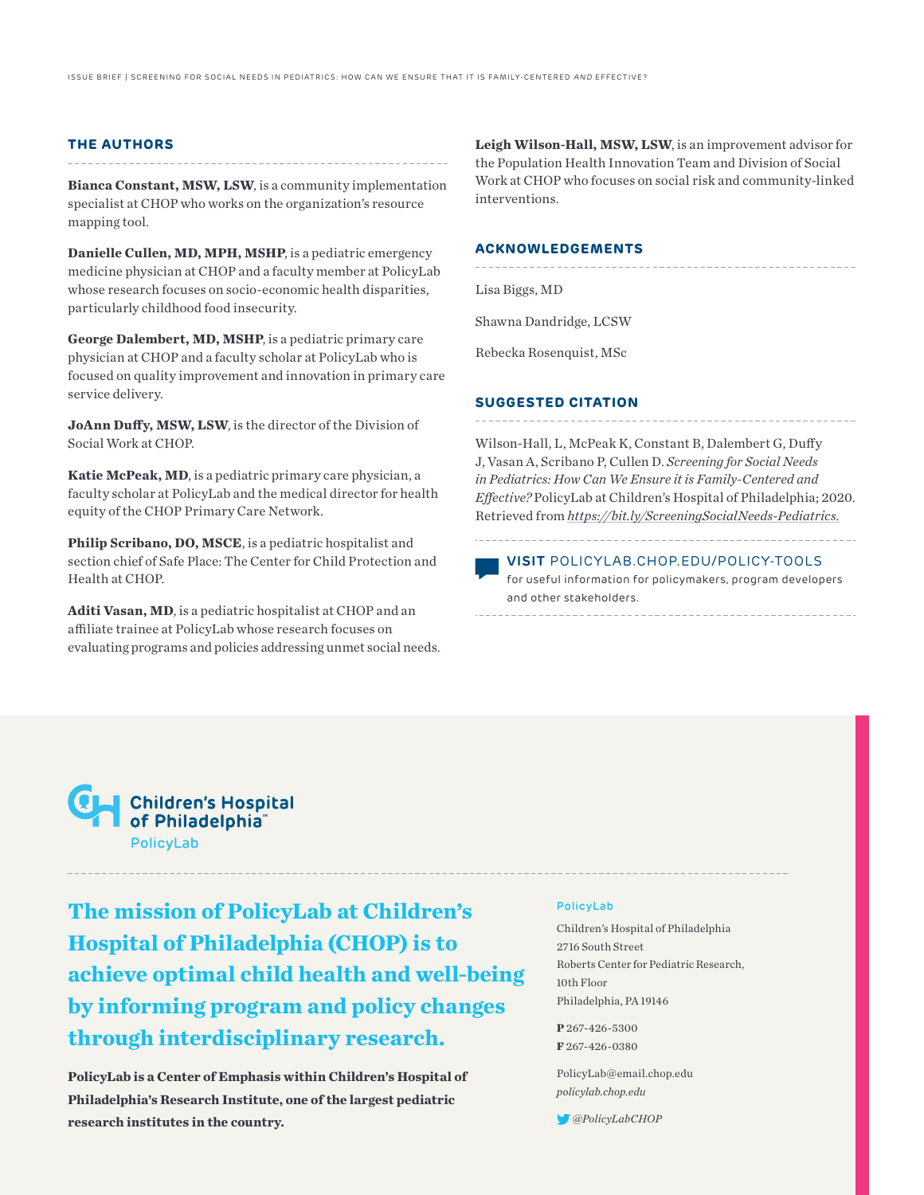## THE AUTHORS

**Bianca Constant, MSW, LSW**, is a community implementation specialist at CHOP who works on the organization's resource mapping tool.

**Danielle Cullen, MD, MPH, MSHP**, is a pediatric emergency medicine physician at CHOP and a faculty member at PolicyLab whose research focuses on socio-economic health disparities, particularly childhood food insecurity.

**George Dalembert, MD, MSHP**, is a pediatric primary care physician at CHOP and a faculty scholar at PolicyLab who is focused on quality improvement and innovation in primary care service delivery.

**JoAnn Duffy, MSW, LSW**, is the director of the Division of Social Work at CHOP.

**Katie McPeak, MD**, is a pediatric primary care physician, a faculty scholar at PolicyLab and the medical director for health equity of the CHOP Primary Care Network.

**Philip Scribano, DO, MSCE**, is a pediatric hospitalist and section chief of Safe Place: The Center for Child Protection and Health at CHOP.

**Aditi Vasan, MD**, is a pediatric hospitalist at CHOP and an affiliate trainee at PolicyLab whose research focuses on evaluating programs and policies addressing unmet social needs.

**Leigh Wilson-Hall, MSW, LSW**, is an improvement advisor for the Population Health Innovation Team and Division of Social Work at CHOP who focuses on social risk and community-linked interventions.

## ACKNOWLEDGEMENTS

Lisa Biggs, MD

Shawna Dandridge, LCSW

Rebecka Rosenquist, MSc

## SUGGESTED CITATION

Wilson-Hall, L, McPeak K, Constant B, Dalembert G, Duffy J, Vasan A, Scribano P, Cullen D. *Screening for Social Needs in Pediatrics: How Can We Ensure it is Family-Centered and Effective?* PolicyLab at Children's Hospital of Philadelphia; 2020. Retrieved from *https://bit.ly/ScreeningSocialNeeds-Pediatrics.*

**VISIT** POLICYLAB.CHOP.EDU/POLICY-TOOLS for useful information for policymakers, program developers and other stakeholders.

Children's Hospital of Philadelphia
PolicyLab

**The mission of PolicyLab at Children's Hospital of Philadelphia (CHOP) is to achieve optimal child health and well-being by informing program and policy changes through interdisciplinary research.**

**PolicyLab is a Center of Emphasis within Children's Hospital of Philadelphia's Research Institute, one of the largest pediatric research institutes in the country.**

PolicyLab

Children's Hospital of Philadelphia
2716 South Street
Roberts Center for Pediatric Research,
10th Floor
Philadelphia, PA 19146

**P** 267-426-5300
**F** 267-426-0380

PolicyLab@email.chop.edu
*policylab.chop.edu*

*@PolicyLabCHOP*